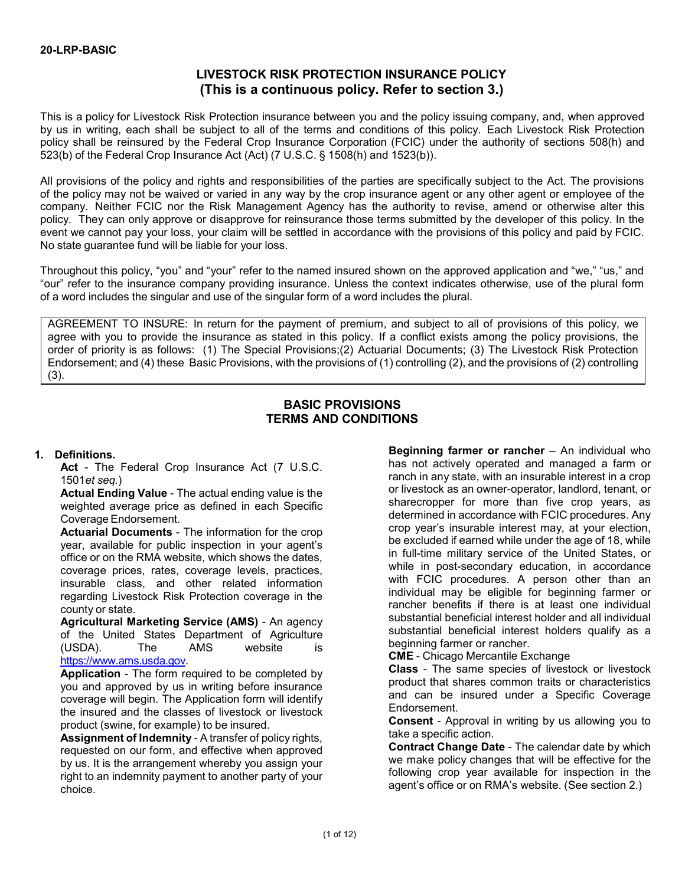20-LRP-BASIC

# LIVESTOCK RISK PROTECTION INSURANCE POLICY
## (This is a continuous policy. Refer to section 3.)

This is a policy for Livestock Risk Protection insurance between you and the policy issuing company, and, when approved by us in writing, each shall be subject to all of the terms and conditions of this policy. Each Livestock Risk Protection policy shall be reinsured by the Federal Crop Insurance Corporation (FCIC) under the authority of sections 508(h) and 523(b) of the Federal Crop Insurance Act (Act) (7 U.S.C. § 1508(h) and 1523(b)).

All provisions of the policy and rights and responsibilities of the parties are specifically subject to the Act. The provisions of the policy may not be waived or varied in any way by the crop insurance agent or any other agent or employee of the company. Neither FCIC nor the Risk Management Agency has the authority to revise, amend or otherwise alter this policy. They can only approve or disapprove for reinsurance those terms submitted by the developer of this policy. In the event we cannot pay your loss, your claim will be settled in accordance with the provisions of this policy and paid by FCIC. No state guarantee fund will be liable for your loss.

Throughout this policy, "you" and "your" refer to the named insured shown on the approved application and "we," "us," and "our" refer to the insurance company providing insurance. Unless the context indicates otherwise, use of the plural form of a word includes the singular and use of the singular form of a word includes the plural.

AGREEMENT TO INSURE: In return for the payment of premium, and subject to all of provisions of this policy, we agree with you to provide the insurance as stated in this policy. If a conflict exists among the policy provisions, the order of priority is as follows: (1) The Special Provisions;(2) Actuarial Documents; (3) The Livestock Risk Protection Endorsement; and (4) these Basic Provisions, with the provisions of (1) controlling (2), and the provisions of (2) controlling (3).

## BASIC PROVISIONS
## TERMS AND CONDITIONS

**1. Definitions.**

**Act** - The Federal Crop Insurance Act (7 U.S.C. 1501*et seq.*)

**Actual Ending Value** - The actual ending value is the weighted average price as defined in each Specific Coverage Endorsement.

**Actuarial Documents** - The information for the crop year, available for public inspection in your agent's office or on the RMA website, which shows the dates, coverage prices, rates, coverage levels, practices, insurable class, and other related information regarding Livestock Risk Protection coverage in the county or state.

**Agricultural Marketing Service (AMS)** - An agency of the United States Department of Agriculture (USDA). The AMS website is https://www.ams.usda.gov.

**Application** - The form required to be completed by you and approved by us in writing before insurance coverage will begin. The Application form will identify the insured and the classes of livestock or livestock product (swine, for example) to be insured.

**Assignment of Indemnity** - A transfer of policy rights, requested on our form, and effective when approved by us. It is the arrangement whereby you assign your right to an indemnity payment to another party of your choice.

**Beginning farmer or rancher** – An individual who has not actively operated and managed a farm or ranch in any state, with an insurable interest in a crop or livestock as an owner-operator, landlord, tenant, or sharecropper for more than five crop years, as determined in accordance with FCIC procedures. Any crop year's insurable interest may, at your election, be excluded if earned while under the age of 18, while in full-time military service of the United States, or while in post-secondary education, in accordance with FCIC procedures. A person other than an individual may be eligible for beginning farmer or rancher benefits if there is at least one individual substantial beneficial interest holder and all individual substantial beneficial interest holders qualify as a beginning farmer or rancher.

**CME** - Chicago Mercantile Exchange

**Class** - The same species of livestock or livestock product that shares common traits or characteristics and can be insured under a Specific Coverage Endorsement.

**Consent** - Approval in writing by us allowing you to take a specific action.

**Contract Change Date** - The calendar date by which we make policy changes that will be effective for the following crop year available for inspection in the agent's office or on RMA's website. (See section 2.)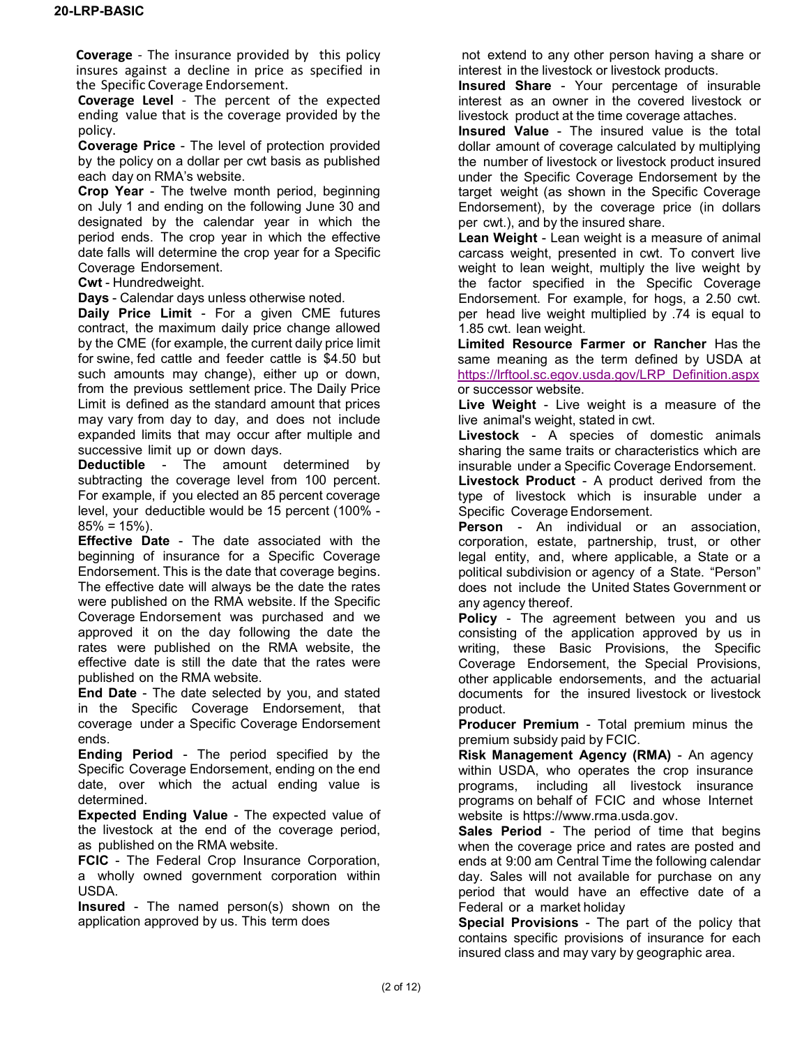**Coverage** - The insurance provided by this policy insures against a decline in price as specified in the Specific Coverage Endorsement.

**Coverage Level** - The percent of the expected ending value that is the coverage provided by the policy.

**Coverage Price** - The level of protection provided by the policy on a dollar per cwt basis as published each day on RMA's website.

**Crop Year** - The twelve month period, beginning on July 1 and ending on the following June 30 and designated by the calendar year in which the period ends. The crop year in which the effective date falls will determine the crop year for a Specific Coverage Endorsement.

**Cwt** - Hundredweight.

**Days** - Calendar days unless otherwise noted.

**Daily Price Limit** - For a given CME futures contract, the maximum daily price change allowed by the CME (for example, the current daily price limit for swine, fed cattle and feeder cattle is $4.50 but such amounts may change), either up or down, from the previous settlement price. The Daily Price Limit is defined as the standard amount that prices may vary from day to day, and does not include expanded limits that may occur after multiple and successive limit up or down days.

**Deductible** - The amount determined by subtracting the coverage level from 100 percent. For example, if you elected an 85 percent coverage level, your deductible would be 15 percent (100% - 85% = 15%).

**Effective Date** - The date associated with the beginning of insurance for a Specific Coverage Endorsement. This is the date that coverage begins. The effective date will always be the date the rates were published on the RMA website. If the Specific Coverage Endorsement was purchased and we approved it on the day following the date the rates were published on the RMA website, the effective date is still the date that the rates were published on the RMA website.

**End Date** - The date selected by you, and stated in the Specific Coverage Endorsement, that coverage under a Specific Coverage Endorsement ends.

**Ending Period** - The period specified by the Specific Coverage Endorsement, ending on the end date, over which the actual ending value is determined.

**Expected Ending Value** - The expected value of the livestock at the end of the coverage period, as published on the RMA website.

**FCIC** - The Federal Crop Insurance Corporation, a wholly owned government corporation within USDA.

**Insured** - The named person(s) shown on the application approved by us. This term does not extend to any other person having a share or interest in the livestock or livestock products.

**Insured Share** - Your percentage of insurable interest as an owner in the covered livestock or livestock product at the time coverage attaches.

**Insured Value** - The insured value is the total dollar amount of coverage calculated by multiplying the number of livestock or livestock product insured under the Specific Coverage Endorsement by the target weight (as shown in the Specific Coverage Endorsement), by the coverage price (in dollars per cwt.), and by the insured share.

**Lean Weight** - Lean weight is a measure of animal carcass weight, presented in cwt. To convert live weight to lean weight, multiply the live weight by the factor specified in the Specific Coverage Endorsement. For example, for hogs, a 2.50 cwt. per head live weight multiplied by .74 is equal to 1.85 cwt. lean weight.

**Limited Resource Farmer or Rancher** Has the same meaning as the term defined by USDA at https://lrftool.sc.egov.usda.gov/LRP_Definition.aspx or successor website.

**Live Weight** - Live weight is a measure of the live animal's weight, stated in cwt.

**Livestock** - A species of domestic animals sharing the same traits or characteristics which are insurable under a Specific Coverage Endorsement.

**Livestock Product** - A product derived from the type of livestock which is insurable under a Specific Coverage Endorsement.

**Person** - An individual or an association, corporation, estate, partnership, trust, or other legal entity, and, where applicable, a State or a political subdivision or agency of a State. "Person" does not include the United States Government or any agency thereof.

**Policy** - The agreement between you and us consisting of the application approved by us in writing, these Basic Provisions, the Specific Coverage Endorsement, the Special Provisions, other applicable endorsements, and the actuarial documents for the insured livestock or livestock product.

**Producer Premium** - Total premium minus the premium subsidy paid by FCIC.

**Risk Management Agency (RMA)** - An agency within USDA, who operates the crop insurance programs, including all livestock insurance programs on behalf of FCIC and whose Internet website is https://www.rma.usda.gov.

**Sales Period** - The period of time that begins when the coverage price and rates are posted and ends at 9:00 am Central Time the following calendar day. Sales will not available for purchase on any period that would have an effective date of a Federal or a market holiday

**Special Provisions** - The part of the policy that contains specific provisions of insurance for each insured class and may vary by geographic area.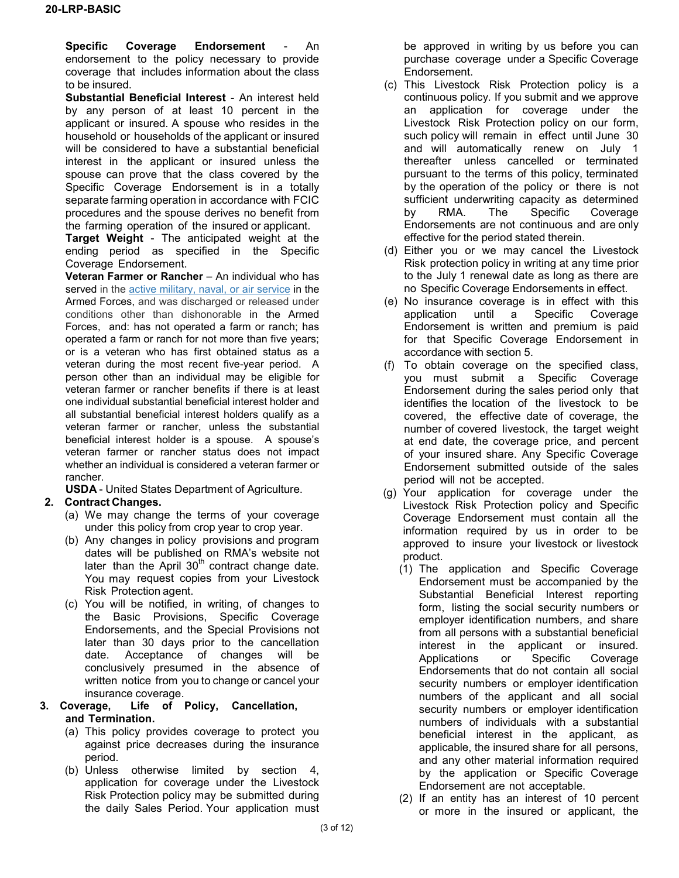**Specific Coverage Endorsement** - An endorsement to the policy necessary to provide coverage that includes information about the class to be insured.

**Substantial Beneficial Interest** - An interest held by any person of at least 10 percent in the applicant or insured. A spouse who resides in the household or households of the applicant or insured will be considered to have a substantial beneficial interest in the applicant or insured unless the spouse can prove that the class covered by the Specific Coverage Endorsement is in a totally separate farming operation in accordance with FCIC procedures and the spouse derives no benefit from the farming operation of the insured or applicant.

**Target Weight** - The anticipated weight at the ending period as specified in the Specific Coverage Endorsement.

**Veteran Farmer or Rancher** – An individual who has served in the active military, naval, or air service in the Armed Forces, and was discharged or released under conditions other than dishonorable in the Armed Forces, and: has not operated a farm or ranch; has operated a farm or ranch for not more than five years; or is a veteran who has first obtained status as a veteran during the most recent five-year period. A person other than an individual may be eligible for veteran farmer or rancher benefits if there is at least one individual substantial beneficial interest holder and all substantial beneficial interest holders qualify as a veteran farmer or rancher, unless the substantial beneficial interest holder is a spouse. A spouse's veteran farmer or rancher status does not impact whether an individual is considered a veteran farmer or rancher.

**USDA** - United States Department of Agriculture.

**2. Contract Changes.**

(a) We may change the terms of your coverage under this policy from crop year to crop year.

(b) Any changes in policy provisions and program dates will be published on RMA's website not later than the April 30th contract change date. You may request copies from your Livestock Risk Protection agent.

(c) You will be notified, in writing, of changes to the Basic Provisions, Specific Coverage Endorsements, and the Special Provisions not later than 30 days prior to the cancellation date. Acceptance of changes will be conclusively presumed in the absence of written notice from you to change or cancel your insurance coverage.

**3. Coverage, Life of Policy, Cancellation, and Termination.**

(a) This policy provides coverage to protect you against price decreases during the insurance period.

(b) Unless otherwise limited by section 4, application for coverage under the Livestock Risk Protection policy may be submitted during the daily Sales Period. Your application must be approved in writing by us before you can purchase coverage under a Specific Coverage Endorsement.

(c) This Livestock Risk Protection policy is a continuous policy. If you submit and we approve an application for coverage under the Livestock Risk Protection policy on our form, such policy will remain in effect until June 30 and will automatically renew on July 1 thereafter unless cancelled or terminated pursuant to the terms of this policy, terminated by the operation of the policy or there is not sufficient underwriting capacity as determined by RMA. The Specific Coverage Endorsements are not continuous and are only effective for the period stated therein.

(d) Either you or we may cancel the Livestock Risk protection policy in writing at any time prior to the July 1 renewal date as long as there are no Specific Coverage Endorsements in effect.

(e) No insurance coverage is in effect with this application until a Specific Coverage Endorsement is written and premium is paid for that Specific Coverage Endorsement in accordance with section 5.

(f) To obtain coverage on the specified class, you must submit a Specific Coverage Endorsement during the sales period only that identifies the location of the livestock to be covered, the effective date of coverage, the number of covered livestock, the target weight at end date, the coverage price, and percent of your insured share. Any Specific Coverage Endorsement submitted outside of the sales period will not be accepted.

(g) Your application for coverage under the Livestock Risk Protection policy and Specific Coverage Endorsement must contain all the information required by us in order to be approved to insure your livestock or livestock product.

(1) The application and Specific Coverage Endorsement must be accompanied by the Substantial Beneficial Interest reporting form, listing the social security numbers or employer identification numbers, and share from all persons with a substantial beneficial interest in the applicant or insured. Applications or Specific Coverage Endorsements that do not contain all social security numbers or employer identification numbers of the applicant and all social security numbers or employer identification numbers of individuals with a substantial beneficial interest in the applicant, as applicable, the insured share for all persons, and any other material information required by the application or Specific Coverage Endorsement are not acceptable.

(2) If an entity has an interest of 10 percent or more in the insured or applicant, the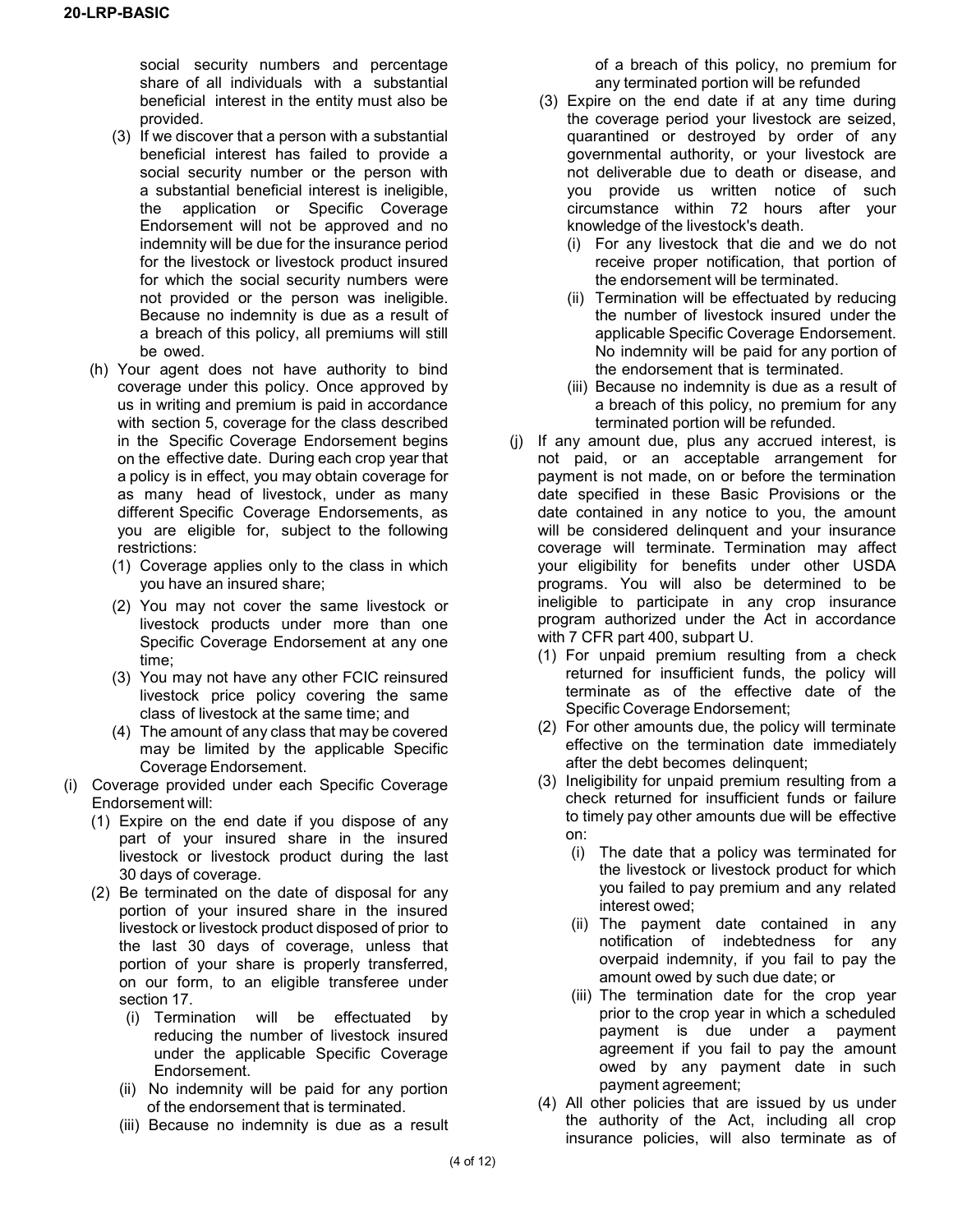social security numbers and percentage share of all individuals with a substantial beneficial interest in the entity must also be provided.

(3) If we discover that a person with a substantial beneficial interest has failed to provide a social security number or the person with a substantial beneficial interest is ineligible, the application or Specific Coverage Endorsement will not be approved and no indemnity will be due for the insurance period for the livestock or livestock product insured for which the social security numbers were not provided or the person was ineligible. Because no indemnity is due as a result of a breach of this policy, all premiums will still be owed.

(h) Your agent does not have authority to bind coverage under this policy. Once approved by us in writing and premium is paid in accordance with section 5, coverage for the class described in the Specific Coverage Endorsement begins on the effective date. During each crop year that a policy is in effect, you may obtain coverage for as many head of livestock, under as many different Specific Coverage Endorsements, as you are eligible for, subject to the following restrictions:

(1) Coverage applies only to the class in which you have an insured share;

(2) You may not cover the same livestock or livestock products under more than one Specific Coverage Endorsement at any one time;

(3) You may not have any other FCIC reinsured livestock price policy covering the same class of livestock at the same time; and

(4) The amount of any class that may be covered may be limited by the applicable Specific Coverage Endorsement.

(i) Coverage provided under each Specific Coverage Endorsement will:

(1) Expire on the end date if you dispose of any part of your insured share in the insured livestock or livestock product during the last 30 days of coverage.

(2) Be terminated on the date of disposal for any portion of your insured share in the insured livestock or livestock product disposed of prior to the last 30 days of coverage, unless that portion of your share is properly transferred, on our form, to an eligible transferee under section 17.

(i) Termination will be effectuated by reducing the number of livestock insured under the applicable Specific Coverage Endorsement.

(ii) No indemnity will be paid for any portion of the endorsement that is terminated.

(iii) Because no indemnity is due as a result of a breach of this policy, no premium for any terminated portion will be refunded

(3) Expire on the end date if at any time during the coverage period your livestock are seized, quarantined or destroyed by order of any governmental authority, or your livestock are not deliverable due to death or disease, and you provide us written notice of such circumstance within 72 hours after your knowledge of the livestock's death.

(i) For any livestock that die and we do not receive proper notification, that portion of the endorsement will be terminated.

(ii) Termination will be effectuated by reducing the number of livestock insured under the applicable Specific Coverage Endorsement. No indemnity will be paid for any portion of the endorsement that is terminated.

(iii) Because no indemnity is due as a result of a breach of this policy, no premium for any terminated portion will be refunded.

(j) If any amount due, plus any accrued interest, is not paid, or an acceptable arrangement for payment is not made, on or before the termination date specified in these Basic Provisions or the date contained in any notice to you, the amount will be considered delinquent and your insurance coverage will terminate. Termination may affect your eligibility for benefits under other USDA programs. You will also be determined to be ineligible to participate in any crop insurance program authorized under the Act in accordance with 7 CFR part 400, subpart U.

(1) For unpaid premium resulting from a check returned for insufficient funds, the policy will terminate as of the effective date of the Specific Coverage Endorsement;

(2) For other amounts due, the policy will terminate effective on the termination date immediately after the debt becomes delinquent;

(3) Ineligibility for unpaid premium resulting from a check returned for insufficient funds or failure to timely pay other amounts due will be effective on:

(i) The date that a policy was terminated for the livestock or livestock product for which you failed to pay premium and any related interest owed;

(ii) The payment date contained in any notification of indebtedness for any overpaid indemnity, if you fail to pay the amount owed by such due date; or

(iii) The termination date for the crop year prior to the crop year in which a scheduled payment is due under a payment agreement if you fail to pay the amount owed by any payment date in such payment agreement;

(4) All other policies that are issued by us under the authority of the Act, including all crop insurance policies, will also terminate as of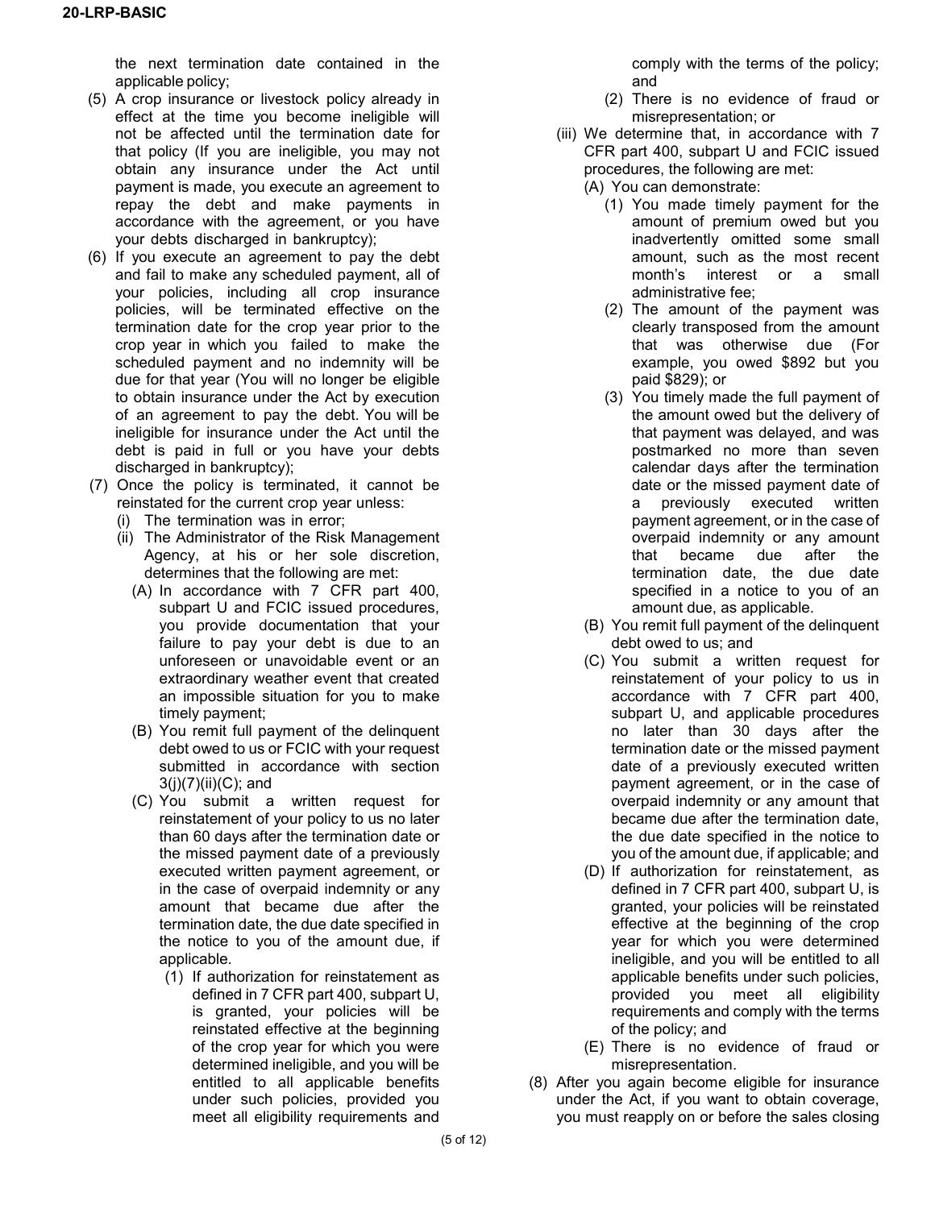the next termination date contained in the applicable policy;

(5) A crop insurance or livestock policy already in effect at the time you become ineligible will not be affected until the termination date for that policy (If you are ineligible, you may not obtain any insurance under the Act until payment is made, you execute an agreement to repay the debt and make payments in accordance with the agreement, or you have your debts discharged in bankruptcy);

(6) If you execute an agreement to pay the debt and fail to make any scheduled payment, all of your policies, including all crop insurance policies, will be terminated effective on the termination date for the crop year prior to the crop year in which you failed to make the scheduled payment and no indemnity will be due for that year (You will no longer be eligible to obtain insurance under the Act by execution of an agreement to pay the debt. You will be ineligible for insurance under the Act until the debt is paid in full or you have your debts discharged in bankruptcy);

(7) Once the policy is terminated, it cannot be reinstated for the current crop year unless:

(i) The termination was in error;

(ii) The Administrator of the Risk Management Agency, at his or her sole discretion, determines that the following are met:

(A) In accordance with 7 CFR part 400, subpart U and FCIC issued procedures, you provide documentation that your failure to pay your debt is due to an unforeseen or unavoidable event or an extraordinary weather event that created an impossible situation for you to make timely payment;

(B) You remit full payment of the delinquent debt owed to us or FCIC with your request submitted in accordance with section 3(j)(7)(ii)(C); and

(C) You submit a written request for reinstatement of your policy to us no later than 60 days after the termination date or the missed payment date of a previously executed written payment agreement, or in the case of overpaid indemnity or any amount that became due after the termination date, the due date specified in the notice to you of the amount due, if applicable.

(1) If authorization for reinstatement as defined in 7 CFR part 400, subpart U, is granted, your policies will be reinstated effective at the beginning of the crop year for which you were determined ineligible, and you will be entitled to all applicable benefits under such policies, provided you meet all eligibility requirements and comply with the terms of the policy; and

(2) There is no evidence of fraud or misrepresentation; or

(iii) We determine that, in accordance with 7 CFR part 400, subpart U and FCIC issued procedures, the following are met:

(A) You can demonstrate:

(1) You made timely payment for the amount of premium owed but you inadvertently omitted some small amount, such as the most recent month's interest or a small administrative fee;

(2) The amount of the payment was clearly transposed from the amount that was otherwise due (For example, you owed $892 but you paid $829); or

(3) You timely made the full payment of the amount owed but the delivery of that payment was delayed, and was postmarked no more than seven calendar days after the termination date or the missed payment date of a previously executed written payment agreement, or in the case of overpaid indemnity or any amount that became due after the termination date, the due date specified in a notice to you of an amount due, as applicable.

(B) You remit full payment of the delinquent debt owed to us; and

(C) You submit a written request for reinstatement of your policy to us in accordance with 7 CFR part 400, subpart U, and applicable procedures no later than 30 days after the termination date or the missed payment date of a previously executed written payment agreement, or in the case of overpaid indemnity or any amount that became due after the termination date, the due date specified in the notice to you of the amount due, if applicable; and

(D) If authorization for reinstatement, as defined in 7 CFR part 400, subpart U, is granted, your policies will be reinstated effective at the beginning of the crop year for which you were determined ineligible, and you will be entitled to all applicable benefits under such policies, provided you meet all eligibility requirements and comply with the terms of the policy; and

(E) There is no evidence of fraud or misrepresentation.

(8) After you again become eligible for insurance under the Act, if you want to obtain coverage, you must reapply on or before the sales closing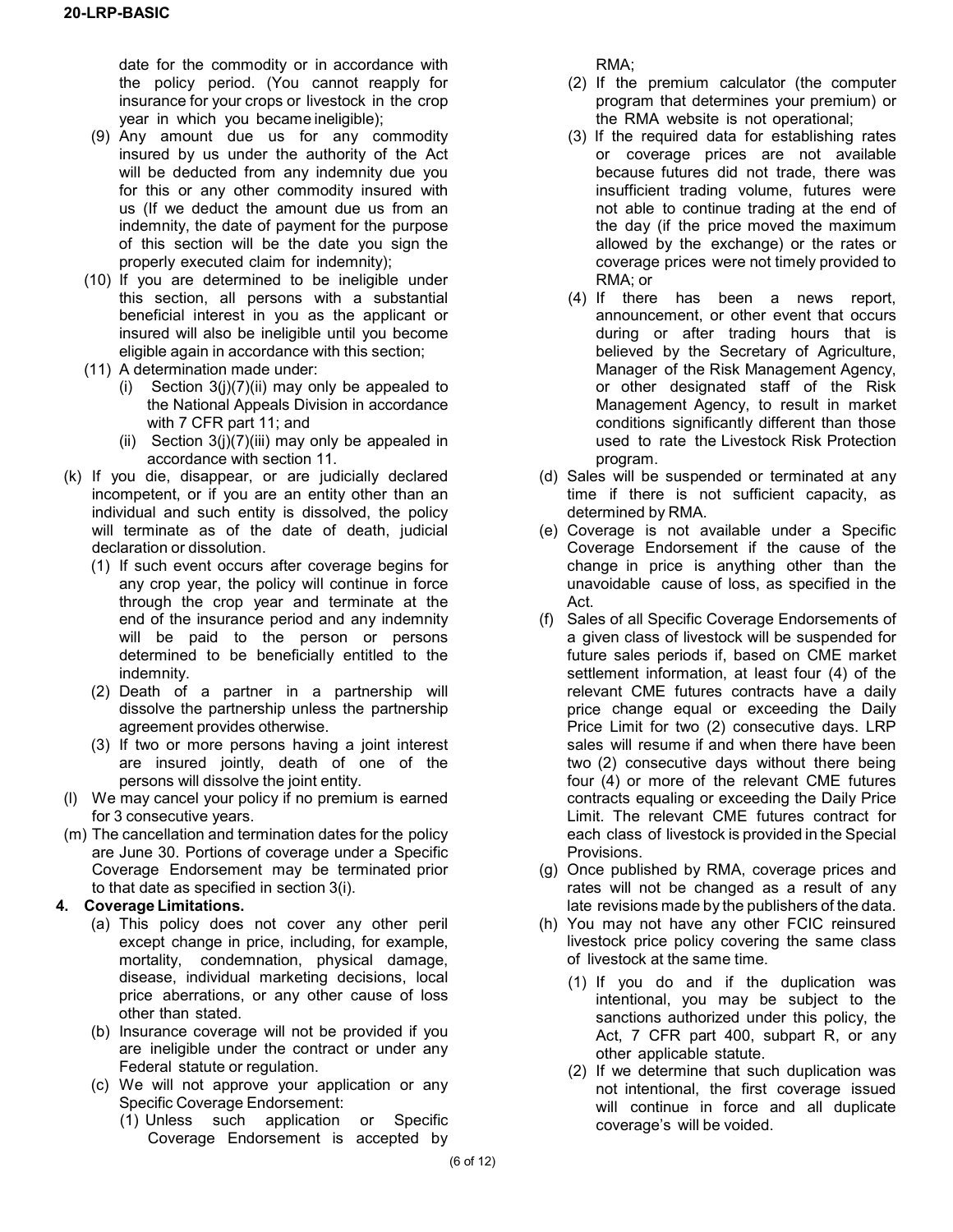date for the commodity or in accordance with the policy period. (You cannot reapply for insurance for your crops or livestock in the crop year in which you became ineligible);

(9) Any amount due us for any commodity insured by us under the authority of the Act will be deducted from any indemnity due you for this or any other commodity insured with us (If we deduct the amount due us from an indemnity, the date of payment for the purpose of this section will be the date you sign the properly executed claim for indemnity);

(10) If you are determined to be ineligible under this section, all persons with a substantial beneficial interest in you as the applicant or insured will also be ineligible until you become eligible again in accordance with this section;

(11) A determination made under:

   (i) Section 3(j)(7)(ii) may only be appealed to the National Appeals Division in accordance with 7 CFR part 11; and

   (ii) Section 3(j)(7)(iii) may only be appealed in accordance with section 11.

(k) If you die, disappear, or are judicially declared incompetent, or if you are an entity other than an individual and such entity is dissolved, the policy will terminate as of the date of death, judicial declaration or dissolution.

   (1) If such event occurs after coverage begins for any crop year, the policy will continue in force through the crop year and terminate at the end of the insurance period and any indemnity will be paid to the person or persons determined to be beneficially entitled to the indemnity.

   (2) Death of a partner in a partnership will dissolve the partnership unless the partnership agreement provides otherwise.

   (3) If two or more persons having a joint interest are insured jointly, death of one of the persons will dissolve the joint entity.

(l) We may cancel your policy if no premium is earned for 3 consecutive years.

(m) The cancellation and termination dates for the policy are June 30. Portions of coverage under a Specific Coverage Endorsement may be terminated prior to that date as specified in section 3(i).

**4. Coverage Limitations.**

(a) This policy does not cover any other peril except change in price, including, for example, mortality, condemnation, physical damage, disease, individual marketing decisions, local price aberrations, or any other cause of loss other than stated.

(b) Insurance coverage will not be provided if you are ineligible under the contract or under any Federal statute or regulation.

(c) We will not approve your application or any Specific Coverage Endorsement:

   (1) Unless such application or Specific Coverage Endorsement is accepted by RMA;

   (2) If the premium calculator (the computer program that determines your premium) or the RMA website is not operational;

   (3) If the required data for establishing rates or coverage prices are not available because futures did not trade, there was insufficient trading volume, futures were not able to continue trading at the end of the day (if the price moved the maximum allowed by the exchange) or the rates or coverage prices were not timely provided to RMA; or

   (4) If there has been a news report, announcement, or other event that occurs during or after trading hours that is believed by the Secretary of Agriculture, Manager of the Risk Management Agency, or other designated staff of the Risk Management Agency, to result in market conditions significantly different than those used to rate the Livestock Risk Protection program.

(d) Sales will be suspended or terminated at any time if there is not sufficient capacity, as determined by RMA.

(e) Coverage is not available under a Specific Coverage Endorsement if the cause of the change in price is anything other than the unavoidable cause of loss, as specified in the Act.

(f) Sales of all Specific Coverage Endorsements of a given class of livestock will be suspended for future sales periods if, based on CME market settlement information, at least four (4) of the relevant CME futures contracts have a daily price change equal or exceeding the Daily Price Limit for two (2) consecutive days. LRP sales will resume if and when there have been two (2) consecutive days without there being four (4) or more of the relevant CME futures contracts equaling or exceeding the Daily Price Limit. The relevant CME futures contract for each class of livestock is provided in the Special Provisions.

(g) Once published by RMA, coverage prices and rates will not be changed as a result of any late revisions made by the publishers of the data.

(h) You may not have any other FCIC reinsured livestock price policy covering the same class of livestock at the same time.

   (1) If you do and if the duplication was intentional, you may be subject to the sanctions authorized under this policy, the Act, 7 CFR part 400, subpart R, or any other applicable statute.

   (2) If we determine that such duplication was not intentional, the first coverage issued will continue in force and all duplicate coverage's will be voided.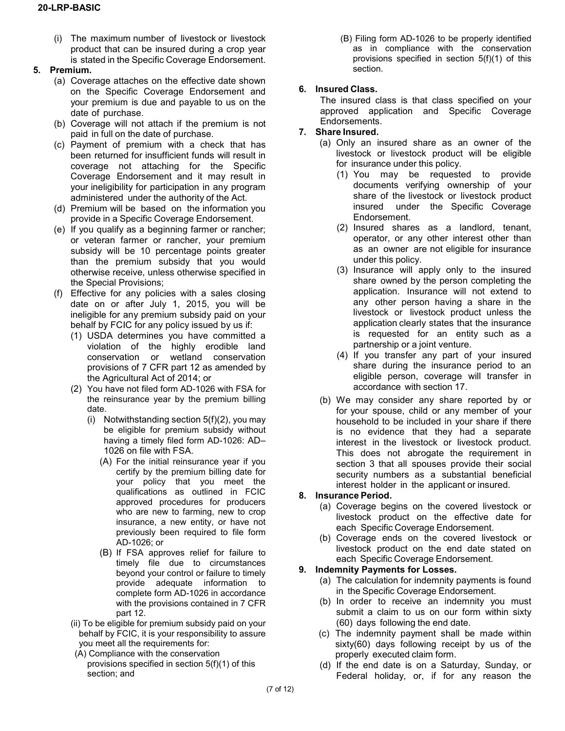(i) The maximum number of livestock or livestock product that can be insured during a crop year is stated in the Specific Coverage Endorsement.

**5. Premium.**

(a) Coverage attaches on the effective date shown on the Specific Coverage Endorsement and your premium is due and payable to us on the date of purchase.

(b) Coverage will not attach if the premium is not paid in full on the date of purchase.

(c) Payment of premium with a check that has been returned for insufficient funds will result in coverage not attaching for the Specific Coverage Endorsement and it may result in your ineligibility for participation in any program administered under the authority of the Act.

(d) Premium will be based on the information you provide in a Specific Coverage Endorsement.

(e) If you qualify as a beginning farmer or rancher; or veteran farmer or rancher, your premium subsidy will be 10 percentage points greater than the premium subsidy that you would otherwise receive, unless otherwise specified in the Special Provisions;

(f) Effective for any policies with a sales closing date on or after July 1, 2015, you will be ineligible for any premium subsidy paid on your behalf by FCIC for any policy issued by us if:

(1) USDA determines you have committed a violation of the highly erodible land conservation or wetland conservation provisions of 7 CFR part 12 as amended by the Agricultural Act of 2014; or

(2) You have not filed form AD-1026 with FSA for the reinsurance year by the premium billing date.

(i) Notwithstanding section 5(f)(2), you may be eligible for premium subsidy without having a timely filed form AD-1026: AD–1026 on file with FSA.

(A) For the initial reinsurance year if you certify by the premium billing date for your policy that you meet the qualifications as outlined in FCIC approved procedures for producers who are new to farming, new to crop insurance, a new entity, or have not previously been required to file form AD-1026; or

(B) If FSA approves relief for failure to timely file due to circumstances beyond your control or failure to timely provide adequate information to complete form AD-1026 in accordance with the provisions contained in 7 CFR part 12.

(ii) To be eligible for premium subsidy paid on your behalf by FCIC, it is your responsibility to assure you meet all the requirements for:

(A) Compliance with the conservation provisions specified in section 5(f)(1) of this section; and

(B) Filing form AD-1026 to be properly identified as in compliance with the conservation provisions specified in section 5(f)(1) of this section.

**6. Insured Class.**

The insured class is that class specified on your approved application and Specific Coverage Endorsements.

**7. Share Insured.**

(a) Only an insured share as an owner of the livestock or livestock product will be eligible for insurance under this policy.

(1) You may be requested to provide documents verifying ownership of your share of the livestock or livestock product insured under the Specific Coverage Endorsement.

(2) Insured shares as a landlord, tenant, operator, or any other interest other than as an owner are not eligible for insurance under this policy.

(3) Insurance will apply only to the insured share owned by the person completing the application. Insurance will not extend to any other person having a share in the livestock or livestock product unless the application clearly states that the insurance is requested for an entity such as a partnership or a joint venture.

(4) If you transfer any part of your insured share during the insurance period to an eligible person, coverage will transfer in accordance with section 17.

(b) We may consider any share reported by or for your spouse, child or any member of your household to be included in your share if there is no evidence that they had a separate interest in the livestock or livestock product. This does not abrogate the requirement in section 3 that all spouses provide their social security numbers as a substantial beneficial interest holder in the applicant or insured.

**8. Insurance Period.**

(a) Coverage begins on the covered livestock or livestock product on the effective date for each Specific Coverage Endorsement.

(b) Coverage ends on the covered livestock or livestock product on the end date stated on each Specific Coverage Endorsement.

**9. Indemnity Payments for Losses.**

(a) The calculation for indemnity payments is found in the Specific Coverage Endorsement.

(b) In order to receive an indemnity you must submit a claim to us on our form within sixty (60) days following the end date.

(c) The indemnity payment shall be made within sixty(60) days following receipt by us of the properly executed claim form.

(d) If the end date is on a Saturday, Sunday, or Federal holiday, or, if for any reason the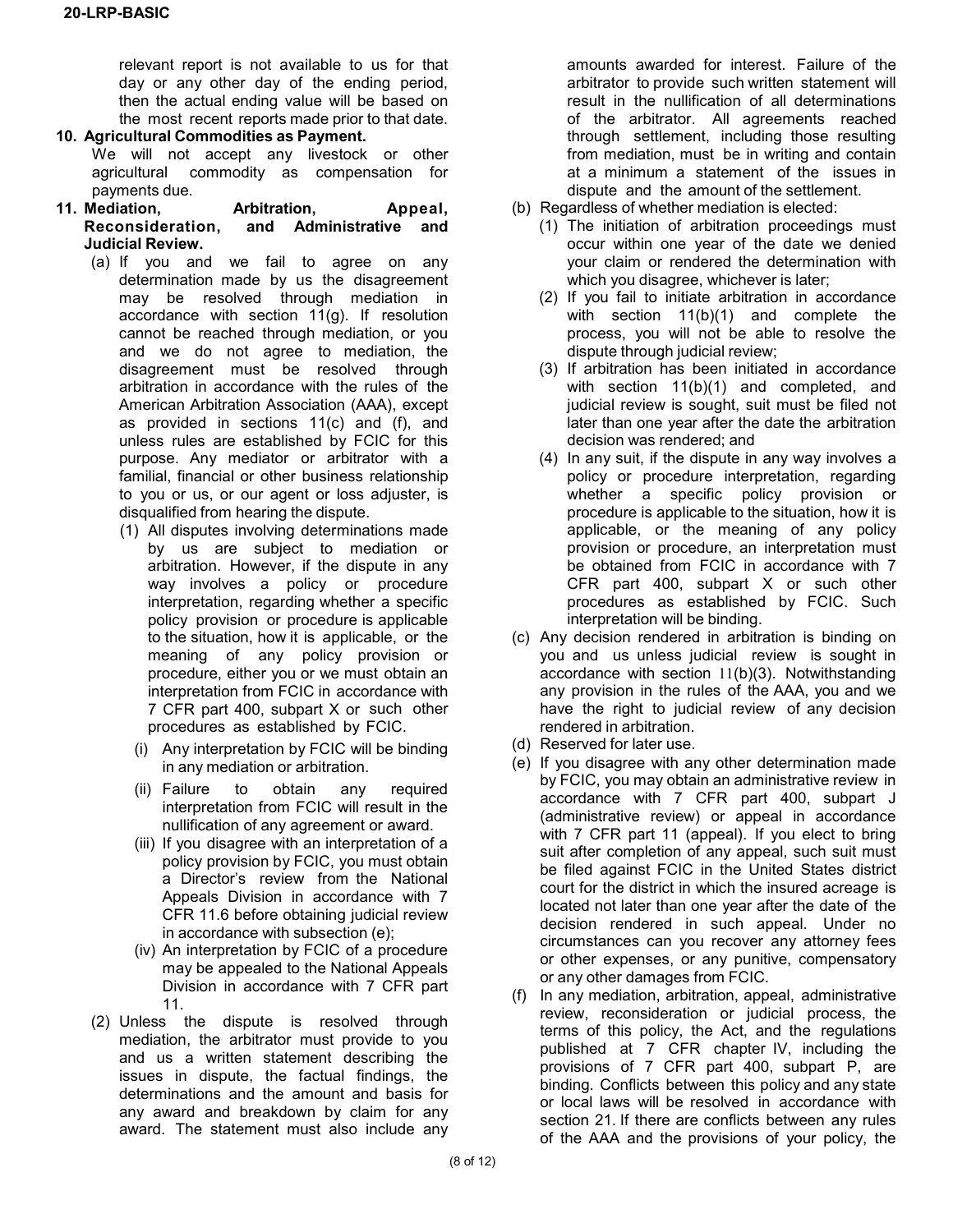relevant report is not available to us for that day or any other day of the ending period, then the actual ending value will be based on the most recent reports made prior to that date.

**10. Agricultural Commodities as Payment.**

We will not accept any livestock or other agricultural commodity as compensation for payments due.

**11. Mediation, Arbitration, Appeal, Reconsideration, and Administrative and Judicial Review.**

(a) If you and we fail to agree on any determination made by us the disagreement may be resolved through mediation in accordance with section 11(g). If resolution cannot be reached through mediation, or you and we do not agree to mediation, the disagreement must be resolved through arbitration in accordance with the rules of the American Arbitration Association (AAA), except as provided in sections 11(c) and (f), and unless rules are established by FCIC for this purpose. Any mediator or arbitrator with a familial, financial or other business relationship to you or us, or our agent or loss adjuster, is disqualified from hearing the dispute.

(1) All disputes involving determinations made by us are subject to mediation or arbitration. However, if the dispute in any way involves a policy or procedure interpretation, regarding whether a specific policy provision or procedure is applicable to the situation, how it is applicable, or the meaning of any policy provision or procedure, either you or we must obtain an interpretation from FCIC in accordance with 7 CFR part 400, subpart X or such other procedures as established by FCIC.

(i) Any interpretation by FCIC will be binding in any mediation or arbitration.

(ii) Failure to obtain any required interpretation from FCIC will result in the nullification of any agreement or award.

(iii) If you disagree with an interpretation of a policy provision by FCIC, you must obtain a Director's review from the National Appeals Division in accordance with 7 CFR 11.6 before obtaining judicial review in accordance with subsection (e);

(iv) An interpretation by FCIC of a procedure may be appealed to the National Appeals Division in accordance with 7 CFR part 11.

(2) Unless the dispute is resolved through mediation, the arbitrator must provide to you and us a written statement describing the issues in dispute, the factual findings, the determinations and the amount and basis for any award and breakdown by claim for any award. The statement must also include any amounts awarded for interest. Failure of the arbitrator to provide such written statement will result in the nullification of all determinations of the arbitrator. All agreements reached through settlement, including those resulting from mediation, must be in writing and contain at a minimum a statement of the issues in dispute and the amount of the settlement.

(b) Regardless of whether mediation is elected:

(1) The initiation of arbitration proceedings must occur within one year of the date we denied your claim or rendered the determination with which you disagree, whichever is later;

(2) If you fail to initiate arbitration in accordance with section 11(b)(1) and complete the process, you will not be able to resolve the dispute through judicial review;

(3) If arbitration has been initiated in accordance with section 11(b)(1) and completed, and judicial review is sought, suit must be filed not later than one year after the date the arbitration decision was rendered; and

(4) In any suit, if the dispute in any way involves a policy or procedure interpretation, regarding whether a specific policy provision or procedure is applicable to the situation, how it is applicable, or the meaning of any policy provision or procedure, an interpretation must be obtained from FCIC in accordance with 7 CFR part 400, subpart X or such other procedures as established by FCIC. Such interpretation will be binding.

(c) Any decision rendered in arbitration is binding on you and us unless judicial review is sought in accordance with section 11(b)(3). Notwithstanding any provision in the rules of the AAA, you and we have the right to judicial review of any decision rendered in arbitration.

(d) Reserved for later use.

(e) If you disagree with any other determination made by FCIC, you may obtain an administrative review in accordance with 7 CFR part 400, subpart J (administrative review) or appeal in accordance with 7 CFR part 11 (appeal). If you elect to bring suit after completion of any appeal, such suit must be filed against FCIC in the United States district court for the district in which the insured acreage is located not later than one year after the date of the decision rendered in such appeal. Under no circumstances can you recover any attorney fees or other expenses, or any punitive, compensatory or any other damages from FCIC.

(f) In any mediation, arbitration, appeal, administrative review, reconsideration or judicial process, the terms of this policy, the Act, and the regulations published at 7 CFR chapter IV, including the provisions of 7 CFR part 400, subpart P, are binding. Conflicts between this policy and any state or local laws will be resolved in accordance with section 21. If there are conflicts between any rules of the AAA and the provisions of your policy, the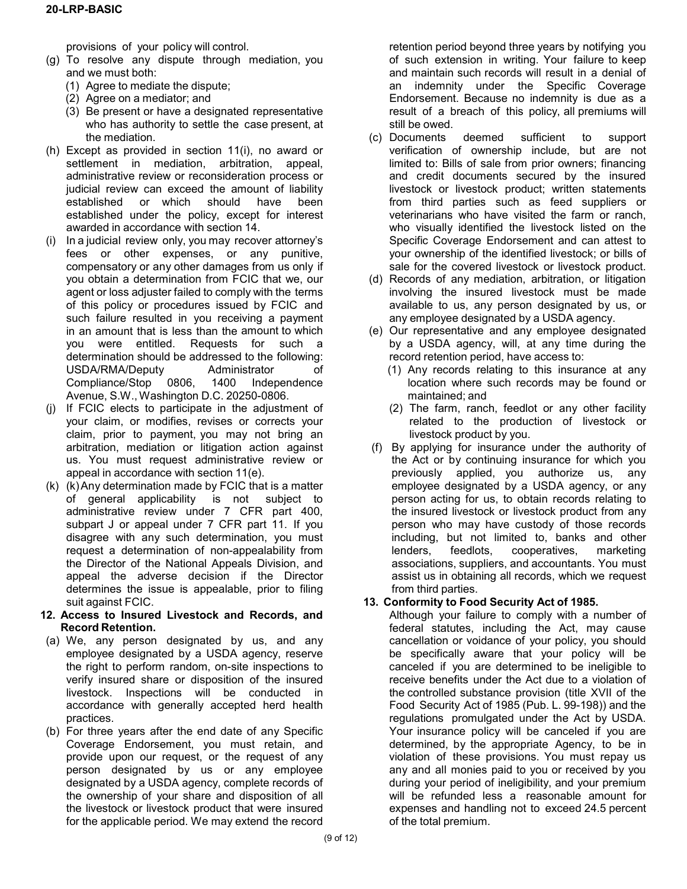provisions of your policy will control.

(g) To resolve any dispute through mediation, you and we must both:
   (1) Agree to mediate the dispute;
   (2) Agree on a mediator; and
   (3) Be present or have a designated representative who has authority to settle the case present, at the mediation.

(h) Except as provided in section 11(i), no award or settlement in mediation, arbitration, appeal, administrative review or reconsideration process or judicial review can exceed the amount of liability established or which should have been established under the policy, except for interest awarded in accordance with section 14.

(i) In a judicial review only, you may recover attorney's fees or other expenses, or any punitive, compensatory or any other damages from us only if you obtain a determination from FCIC that we, our agent or loss adjuster failed to comply with the terms of this policy or procedures issued by FCIC and such failure resulted in you receiving a payment in an amount that is less than the amount to which you were entitled. Requests for such a determination should be addressed to the following: USDA/RMA/Deputy Administrator of Compliance/Stop 0806, 1400 Independence Avenue, S.W., Washington D.C. 20250-0806.

(j) If FCIC elects to participate in the adjustment of your claim, or modifies, revises or corrects your claim, prior to payment, you may not bring an arbitration, mediation or litigation action against us. You must request administrative review or appeal in accordance with section 11(e).

(k) (k) Any determination made by FCIC that is a matter of general applicability is not subject to administrative review under 7 CFR part 400, subpart J or appeal under 7 CFR part 11. If you disagree with any such determination, you must request a determination of non-appealability from the Director of the National Appeals Division, and appeal the adverse decision if the Director determines the issue is appealable, prior to filing suit against FCIC.

**12. Access to Insured Livestock and Records, and Record Retention.**

(a) We, any person designated by us, and any employee designated by a USDA agency, reserve the right to perform random, on-site inspections to verify insured share or disposition of the insured livestock. Inspections will be conducted in accordance with generally accepted herd health practices.

(b) For three years after the end date of any Specific Coverage Endorsement, you must retain, and provide upon our request, or the request of any person designated by us or any employee designated by a USDA agency, complete records of the ownership of your share and disposition of all the livestock or livestock product that were insured for the applicable period. We may extend the record retention period beyond three years by notifying you of such extension in writing. Your failure to keep and maintain such records will result in a denial of an indemnity under the Specific Coverage Endorsement. Because no indemnity is due as a result of a breach of this policy, all premiums will still be owed.

(c) Documents deemed sufficient to support verification of ownership include, but are not limited to: Bills of sale from prior owners; financing and credit documents secured by the insured livestock or livestock product; written statements from third parties such as feed suppliers or veterinarians who have visited the farm or ranch, who visually identified the livestock listed on the Specific Coverage Endorsement and can attest to your ownership of the identified livestock; or bills of sale for the covered livestock or livestock product.

(d) Records of any mediation, arbitration, or litigation involving the insured livestock must be made available to us, any person designated by us, or any employee designated by a USDA agency.

(e) Our representative and any employee designated by a USDA agency, will, at any time during the record retention period, have access to:
   (1) Any records relating to this insurance at any location where such records may be found or maintained; and
   (2) The farm, ranch, feedlot or any other facility related to the production of livestock or livestock product by you.

(f) By applying for insurance under the authority of the Act or by continuing insurance for which you previously applied, you authorize us, any employee designated by a USDA agency, or any person acting for us, to obtain records relating to the insured livestock or livestock product from any person who may have custody of those records including, but not limited to, banks and other lenders, feedlots, cooperatives, marketing associations, suppliers, and accountants. You must assist us in obtaining all records, which we request from third parties.

**13. Conformity to Food Security Act of 1985.**

Although your failure to comply with a number of federal statutes, including the Act, may cause cancellation or voidance of your policy, you should be specifically aware that your policy will be canceled if you are determined to be ineligible to receive benefits under the Act due to a violation of the controlled substance provision (title XVII of the Food Security Act of 1985 (Pub. L. 99-198)) and the regulations promulgated under the Act by USDA. Your insurance policy will be canceled if you are determined, by the appropriate Agency, to be in violation of these provisions. You must repay us any and all monies paid to you or received by you during your period of ineligibility, and your premium will be refunded less a reasonable amount for expenses and handling not to exceed 24.5 percent of the total premium.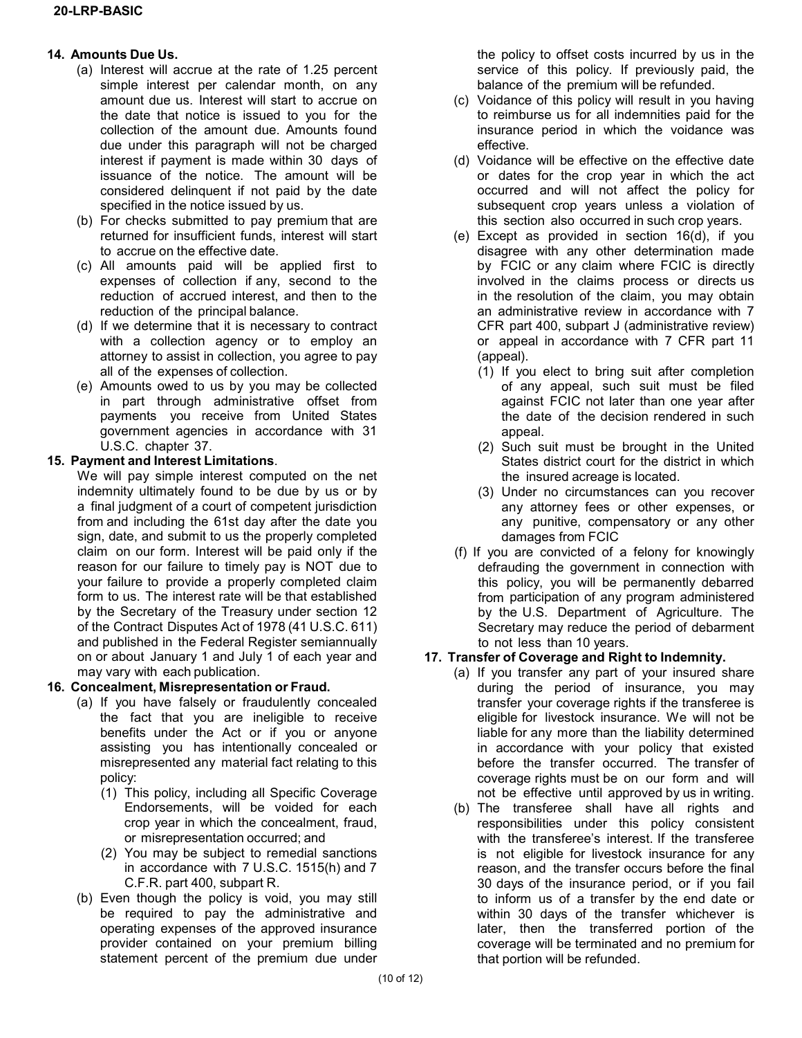**14. Amounts Due Us.**

(a) Interest will accrue at the rate of 1.25 percent simple interest per calendar month, on any amount due us. Interest will start to accrue on the date that notice is issued to you for the collection of the amount due. Amounts found due under this paragraph will not be charged interest if payment is made within 30 days of issuance of the notice. The amount will be considered delinquent if not paid by the date specified in the notice issued by us.

(b) For checks submitted to pay premium that are returned for insufficient funds, interest will start to accrue on the effective date.

(c) All amounts paid will be applied first to expenses of collection if any, second to the reduction of accrued interest, and then to the reduction of the principal balance.

(d) If we determine that it is necessary to contract with a collection agency or to employ an attorney to assist in collection, you agree to pay all of the expenses of collection.

(e) Amounts owed to us by you may be collected in part through administrative offset from payments you receive from United States government agencies in accordance with 31 U.S.C. chapter 37.

**15. Payment and Interest Limitations**.

We will pay simple interest computed on the net indemnity ultimately found to be due by us or by a final judgment of a court of competent jurisdiction from and including the 61st day after the date you sign, date, and submit to us the properly completed claim on our form. Interest will be paid only if the reason for our failure to timely pay is NOT due to your failure to provide a properly completed claim form to us. The interest rate will be that established by the Secretary of the Treasury under section 12 of the Contract Disputes Act of 1978 (41 U.S.C. 611) and published in the Federal Register semiannually on or about January 1 and July 1 of each year and may vary with each publication.

**16. Concealment, Misrepresentation or Fraud.**

(a) If you have falsely or fraudulently concealed the fact that you are ineligible to receive benefits under the Act or if you or anyone assisting you has intentionally concealed or misrepresented any material fact relating to this policy:

(1) This policy, including all Specific Coverage Endorsements, will be voided for each crop year in which the concealment, fraud, or misrepresentation occurred; and

(2) You may be subject to remedial sanctions in accordance with 7 U.S.C. 1515(h) and 7 C.F.R. part 400, subpart R.

(b) Even though the policy is void, you may still be required to pay the administrative and operating expenses of the approved insurance provider contained on your premium billing statement percent of the premium due under the policy to offset costs incurred by us in the service of this policy. If previously paid, the balance of the premium will be refunded.

(c) Voidance of this policy will result in you having to reimburse us for all indemnities paid for the insurance period in which the voidance was effective.

(d) Voidance will be effective on the effective date or dates for the crop year in which the act occurred and will not affect the policy for subsequent crop years unless a violation of this section also occurred in such crop years.

(e) Except as provided in section 16(d), if you disagree with any other determination made by FCIC or any claim where FCIC is directly involved in the claims process or directs us in the resolution of the claim, you may obtain an administrative review in accordance with 7 CFR part 400, subpart J (administrative review) or appeal in accordance with 7 CFR part 11 (appeal).

(1) If you elect to bring suit after completion of any appeal, such suit must be filed against FCIC not later than one year after the date of the decision rendered in such appeal.

(2) Such suit must be brought in the United States district court for the district in which the insured acreage is located.

(3) Under no circumstances can you recover any attorney fees or other expenses, or any punitive, compensatory or any other damages from FCIC

(f) If you are convicted of a felony for knowingly defrauding the government in connection with this policy, you will be permanently debarred from participation of any program administered by the U.S. Department of Agriculture. The Secretary may reduce the period of debarment to not less than 10 years.

**17. Transfer of Coverage and Right to Indemnity.**

(a) If you transfer any part of your insured share during the period of insurance, you may transfer your coverage rights if the transferee is eligible for livestock insurance. We will not be liable for any more than the liability determined in accordance with your policy that existed before the transfer occurred. The transfer of coverage rights must be on our form and will not be effective until approved by us in writing.

(b) The transferee shall have all rights and responsibilities under this policy consistent with the transferee's interest. If the transferee is not eligible for livestock insurance for any reason, and the transfer occurs before the final 30 days of the insurance period, or if you fail to inform us of a transfer by the end date or within 30 days of the transfer whichever is later, then the transferred portion of the coverage will be terminated and no premium for that portion will be refunded.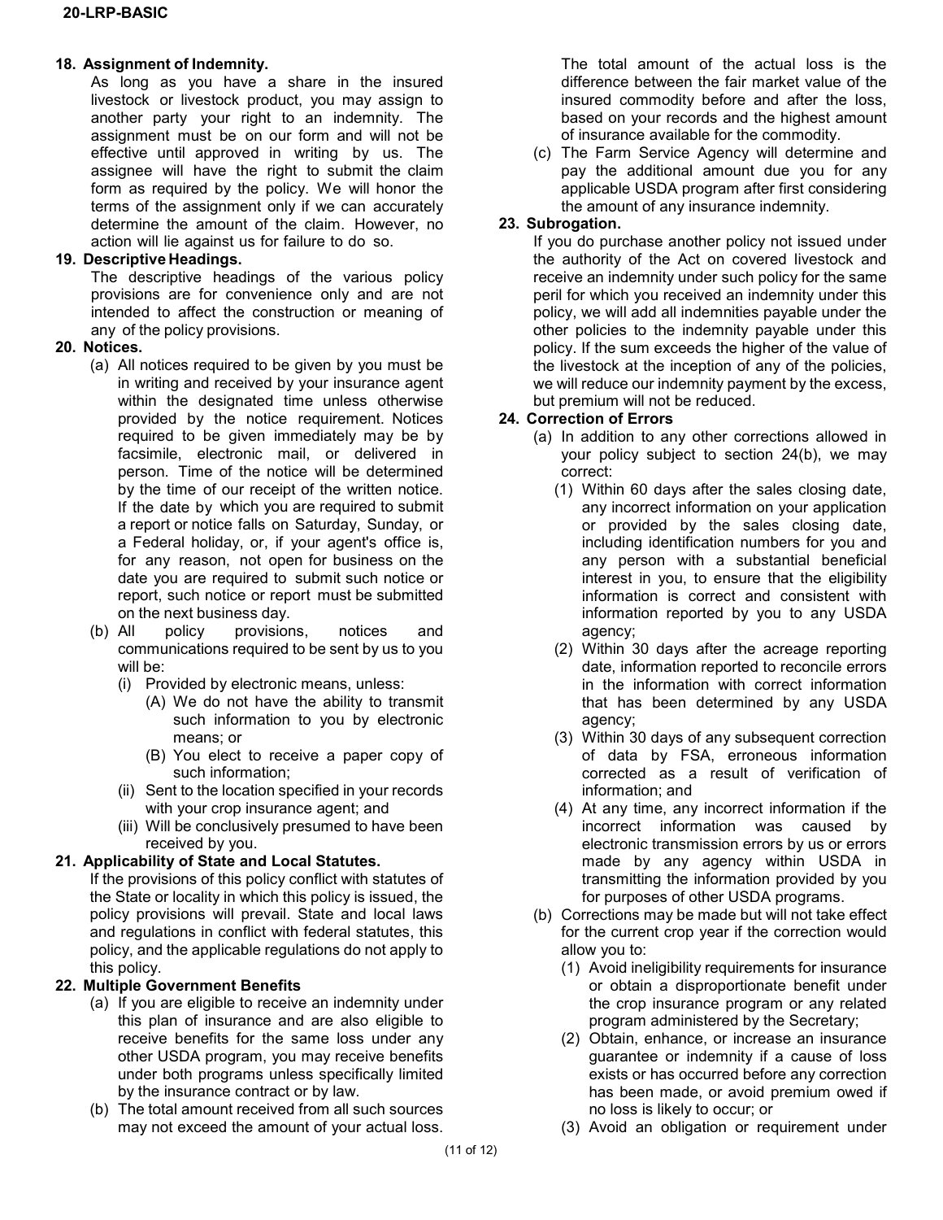**18. Assignment of Indemnity.**

As long as you have a share in the insured livestock or livestock product, you may assign to another party your right to an indemnity. The assignment must be on our form and will not be effective until approved in writing by us. The assignee will have the right to submit the claim form as required by the policy. We will honor the terms of the assignment only if we can accurately determine the amount of the claim. However, no action will lie against us for failure to do so.

**19. Descriptive Headings.**

The descriptive headings of the various policy provisions are for convenience only and are not intended to affect the construction or meaning of any of the policy provisions.

**20. Notices.**

(a) All notices required to be given by you must be in writing and received by your insurance agent within the designated time unless otherwise provided by the notice requirement. Notices required to be given immediately may be by facsimile, electronic mail, or delivered in person. Time of the notice will be determined by the time of our receipt of the written notice. If the date by which you are required to submit a report or notice falls on Saturday, Sunday, or a Federal holiday, or, if your agent's office is, for any reason, not open for business on the date you are required to submit such notice or report, such notice or report must be submitted on the next business day.

(b) All policy provisions, notices and communications required to be sent by us to you will be:

(i) Provided by electronic means, unless:

(A) We do not have the ability to transmit such information to you by electronic means; or

(B) You elect to receive a paper copy of such information;

(ii) Sent to the location specified in your records with your crop insurance agent; and

(iii) Will be conclusively presumed to have been received by you.

**21. Applicability of State and Local Statutes.**

If the provisions of this policy conflict with statutes of the State or locality in which this policy is issued, the policy provisions will prevail. State and local laws and regulations in conflict with federal statutes, this policy, and the applicable regulations do not apply to this policy.

**22. Multiple Government Benefits**

(a) If you are eligible to receive an indemnity under this plan of insurance and are also eligible to receive benefits for the same loss under any other USDA program, you may receive benefits under both programs unless specifically limited by the insurance contract or by law.

(b) The total amount received from all such sources may not exceed the amount of your actual loss. The total amount of the actual loss is the difference between the fair market value of the insured commodity before and after the loss, based on your records and the highest amount of insurance available for the commodity.

(c) The Farm Service Agency will determine and pay the additional amount due you for any applicable USDA program after first considering the amount of any insurance indemnity.

**23. Subrogation.**

If you do purchase another policy not issued under the authority of the Act on covered livestock and receive an indemnity under such policy for the same peril for which you received an indemnity under this policy, we will add all indemnities payable under the other policies to the indemnity payable under this policy. If the sum exceeds the higher of the value of the livestock at the inception of any of the policies, we will reduce our indemnity payment by the excess, but premium will not be reduced.

**24. Correction of Errors**

(a) In addition to any other corrections allowed in your policy subject to section 24(b), we may correct:

(1) Within 60 days after the sales closing date, any incorrect information on your application or provided by the sales closing date, including identification numbers for you and any person with a substantial beneficial interest in you, to ensure that the eligibility information is correct and consistent with information reported by you to any USDA agency;

(2) Within 30 days after the acreage reporting date, information reported to reconcile errors in the information with correct information that has been determined by any USDA agency;

(3) Within 30 days of any subsequent correction of data by FSA, erroneous information corrected as a result of verification of information; and

(4) At any time, any incorrect information if the incorrect information was caused by electronic transmission errors by us or errors made by any agency within USDA in transmitting the information provided by you for purposes of other USDA programs.

(b) Corrections may be made but will not take effect for the current crop year if the correction would allow you to:

(1) Avoid ineligibility requirements for insurance or obtain a disproportionate benefit under the crop insurance program or any related program administered by the Secretary;

(2) Obtain, enhance, or increase an insurance guarantee or indemnity if a cause of loss exists or has occurred before any correction has been made, or avoid premium owed if no loss is likely to occur; or

(3) Avoid an obligation or requirement under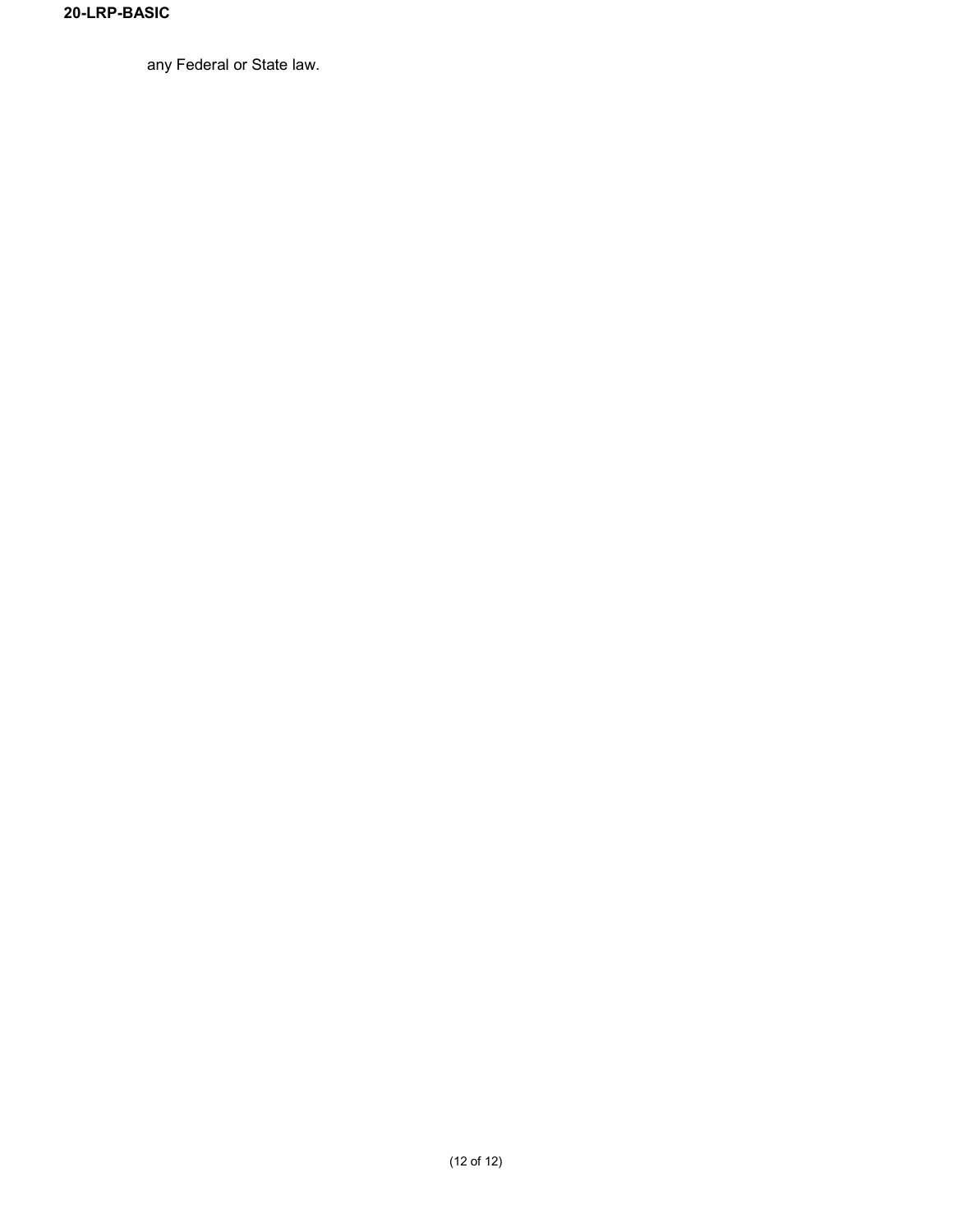any Federal or State law.